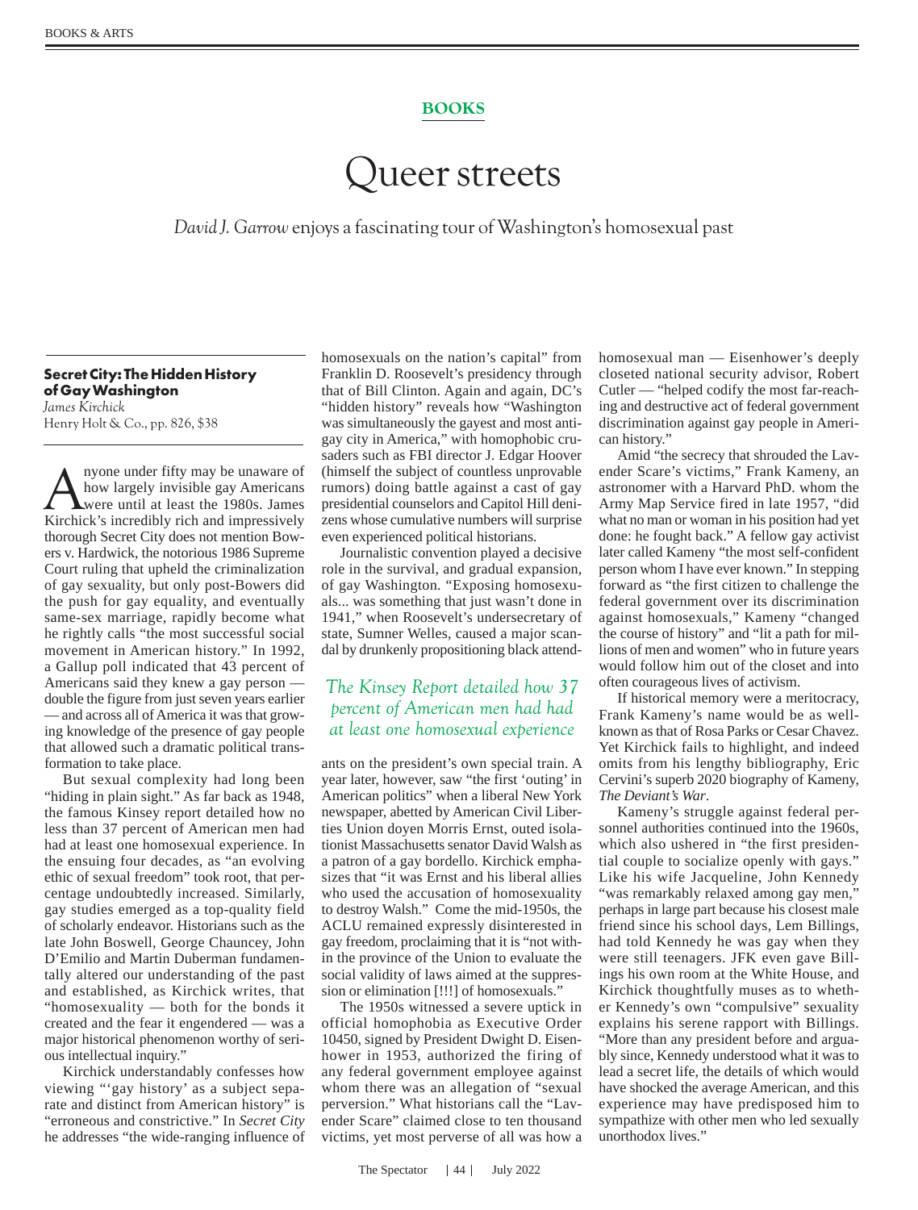**BOOKS**

# Queer streets

*David J. Garrow* enjoys a fascinating tour of Washington's homosexual past

**Secret City: The Hidden History of Gay Washington**
*James Kirchick*
Henry Holt & Co., pp. 826, $38

Anyone under fifty may be unaware of how largely invisible gay Americans were until at least the 1980s. James Kirchick's incredibly rich and impressively thorough Secret City does not mention Bowers v. Hardwick, the notorious 1986 Supreme Court ruling that upheld the criminalization of gay sexuality, but only post-Bowers did the push for gay equality, and eventually same-sex marriage, rapidly become what he rightly calls "the most successful social movement in American history." In 1992, a Gallup poll indicated that 43 percent of Americans said they knew a gay person — double the figure from just seven years earlier — and across all of America it was that growing knowledge of the presence of gay people that allowed such a dramatic political transformation to take place.

But sexual complexity had long been "hiding in plain sight." As far back as 1948, the famous Kinsey report detailed how no less than 37 percent of American men had had at least one homosexual experience. In the ensuing four decades, as "an evolving ethic of sexual freedom" took root, that percentage undoubtedly increased. Similarly, gay studies emerged as a top-quality field of scholarly endeavor. Historians such as the late John Boswell, George Chauncey, John D'Emilio and Martin Duberman fundamentally altered our understanding of the past and established, as Kirchick writes, that "homosexuality — both for the bonds it created and the fear it engendered — was a major historical phenomenon worthy of serious intellectual inquiry."

Kirchick understandably confesses how viewing "'gay history' as a subject separate and distinct from American history" is "erroneous and constrictive." In *Secret City* he addresses "the wide-ranging influence of homosexuals on the nation's capital" from Franklin D. Roosevelt's presidency through that of Bill Clinton. Again and again, DC's "hidden history" reveals how "Washington was simultaneously the gayest and most antigay city in America," with homophobic crusaders such as FBI director J. Edgar Hoover (himself the subject of countless unprovable rumors) doing battle against a cast of gay presidential counselors and Capitol Hill denizens whose cumulative numbers will surprise even experienced political historians.

Journalistic convention played a decisive role in the survival, and gradual expansion, of gay Washington. "Exposing homosexuals... was something that just wasn't done in 1941," when Roosevelt's undersecretary of state, Sumner Welles, caused a major scandal by drunkenly propositioning black attendants on the president's own special train. A year later, however, saw "the first 'outing' in American politics" when a liberal New York newspaper, abetted by American Civil Liberties Union doyen Morris Ernst, outed isolationist Massachusetts senator David Walsh as a patron of a gay bordello. Kirchick emphasizes that "it was Ernst and his liberal allies who used the accusation of homosexuality to destroy Walsh." Come the mid-1950s, the ACLU remained expressly disinterested in gay freedom, proclaiming that it is "not within the province of the Union to evaluate the social validity of laws aimed at the suppression or elimination [!!!] of homosexuals."

*The Kinsey Report detailed how 37 percent of American men had had at least one homosexual experience*

The 1950s witnessed a severe uptick in official homophobia as Executive Order 10450, signed by President Dwight D. Eisenhower in 1953, authorized the firing of any federal government employee against whom there was an allegation of "sexual perversion." What historians call the "Lavender Scare" claimed close to ten thousand victims, yet most perverse of all was how a homosexual man — Eisenhower's deeply closeted national security advisor, Robert Cutler — "helped codify the most far-reaching and destructive act of federal government discrimination against gay people in American history."

Amid "the secrecy that shrouded the Lavender Scare's victims," Frank Kameny, an astronomer with a Harvard PhD. whom the Army Map Service fired in late 1957, "did what no man or woman in his position had yet done: he fought back." A fellow gay activist later called Kameny "the most self-confident person whom I have ever known." In stepping forward as "the first citizen to challenge the federal government over its discrimination against homosexuals," Kameny "changed the course of history" and "lit a path for millions of men and women" who in future years would follow him out of the closet and into often courageous lives of activism.

If historical memory were a meritocracy, Frank Kameny's name would be as well-known as that of Rosa Parks or Cesar Chavez. Yet Kirchick fails to highlight, and indeed omits from his lengthy bibliography, Eric Cervini's superb 2020 biography of Kameny, *The Deviant's War*.

Kameny's struggle against federal personnel authorities continued into the 1960s, which also ushered in "the first presidential couple to socialize openly with gays." Like his wife Jacqueline, John Kennedy "was remarkably relaxed among gay men," perhaps in large part because his closest male friend since his school days, Lem Billings, had told Kennedy he was gay when they were still teenagers. JFK even gave Billings his own room at the White House, and Kirchick thoughtfully muses as to whether Kennedy's own "compulsive" sexuality explains his serene rapport with Billings. "More than any president before and arguably since, Kennedy understood what it was to lead a secret life, the details of which would have shocked the average American, and this experience may have predisposed him to sympathize with other men who led sexually unorthodox lives."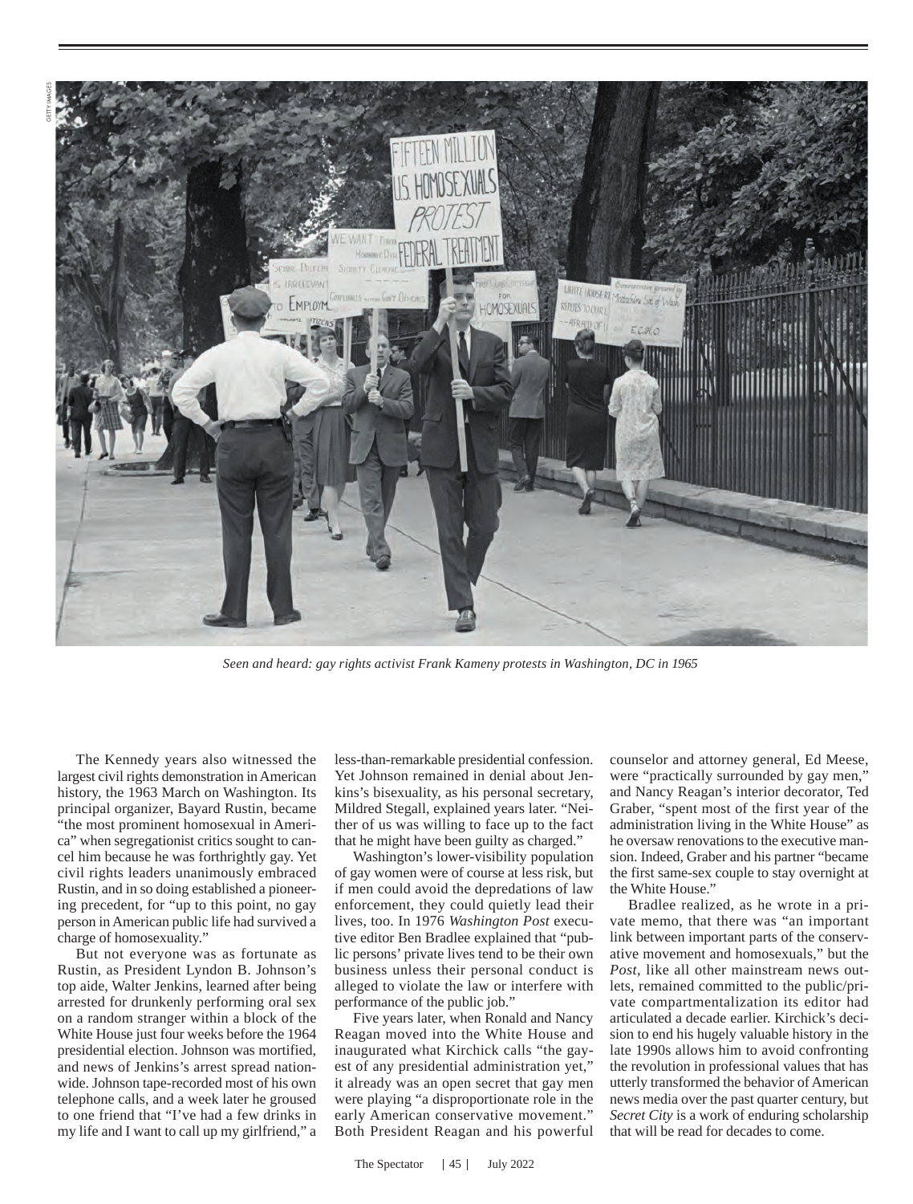*Seen and heard: gay rights activist Frank Kameny protests in Washington, DC in 1965*

The Kennedy years also witnessed the largest civil rights demonstration in American history, the 1963 March on Washington. Its principal organizer, Bayard Rustin, became "the most prominent homosexual in America" when segregationist critics sought to cancel him because he was forthrightly gay. Yet civil rights leaders unanimously embraced Rustin, and in so doing established a pioneering precedent, for "up to this point, no gay person in American public life had survived a charge of homosexuality."

But not everyone was as fortunate as Rustin, as President Lyndon B. Johnson's top aide, Walter Jenkins, learned after being arrested for drunkenly performing oral sex on a random stranger within a block of the White House just four weeks before the 1964 presidential election. Johnson was mortified, and news of Jenkins's arrest spread nationwide. Johnson tape-recorded most of his own telephone calls, and a week later he groused to one friend that "I've had a few drinks in my life and I want to call up my girlfriend," a less-than-remarkable presidential confession. Yet Johnson remained in denial about Jenkins's bisexuality, as his personal secretary, Mildred Stegall, explained years later. "Neither of us was willing to face up to the fact that he might have been guilty as charged."

Washington's lower-visibility population of gay women were of course at less risk, but if men could avoid the depredations of law enforcement, they could quietly lead their lives, too. In 1976 *Washington Post* executive editor Ben Bradlee explained that "public persons' private lives tend to be their own business unless their personal conduct is alleged to violate the law or interfere with performance of the public job."

Five years later, when Ronald and Nancy Reagan moved into the White House and inaugurated what Kirchick calls "the gayest of any presidential administration yet," it already was an open secret that gay men were playing "a disproportionate role in the early American conservative movement." Both President Reagan and his powerful counselor and attorney general, Ed Meese, were "practically surrounded by gay men," and Nancy Reagan's interior decorator, Ted Graber, "spent most of the first year of the administration living in the White House" as he oversaw renovations to the executive mansion. Indeed, Graber and his partner "became the first same-sex couple to stay overnight at the White House."

Bradlee realized, as he wrote in a private memo, that there was "an important link between important parts of the conservative movement and homosexuals," but the *Post*, like all other mainstream news outlets, remained committed to the public/private compartmentalization its editor had articulated a decade earlier. Kirchick's decision to end his hugely valuable history in the late 1990s allows him to avoid confronting the revolution in professional values that has utterly transformed the behavior of American news media over the past quarter century, but *Secret City* is a work of enduring scholarship that will be read for decades to come.